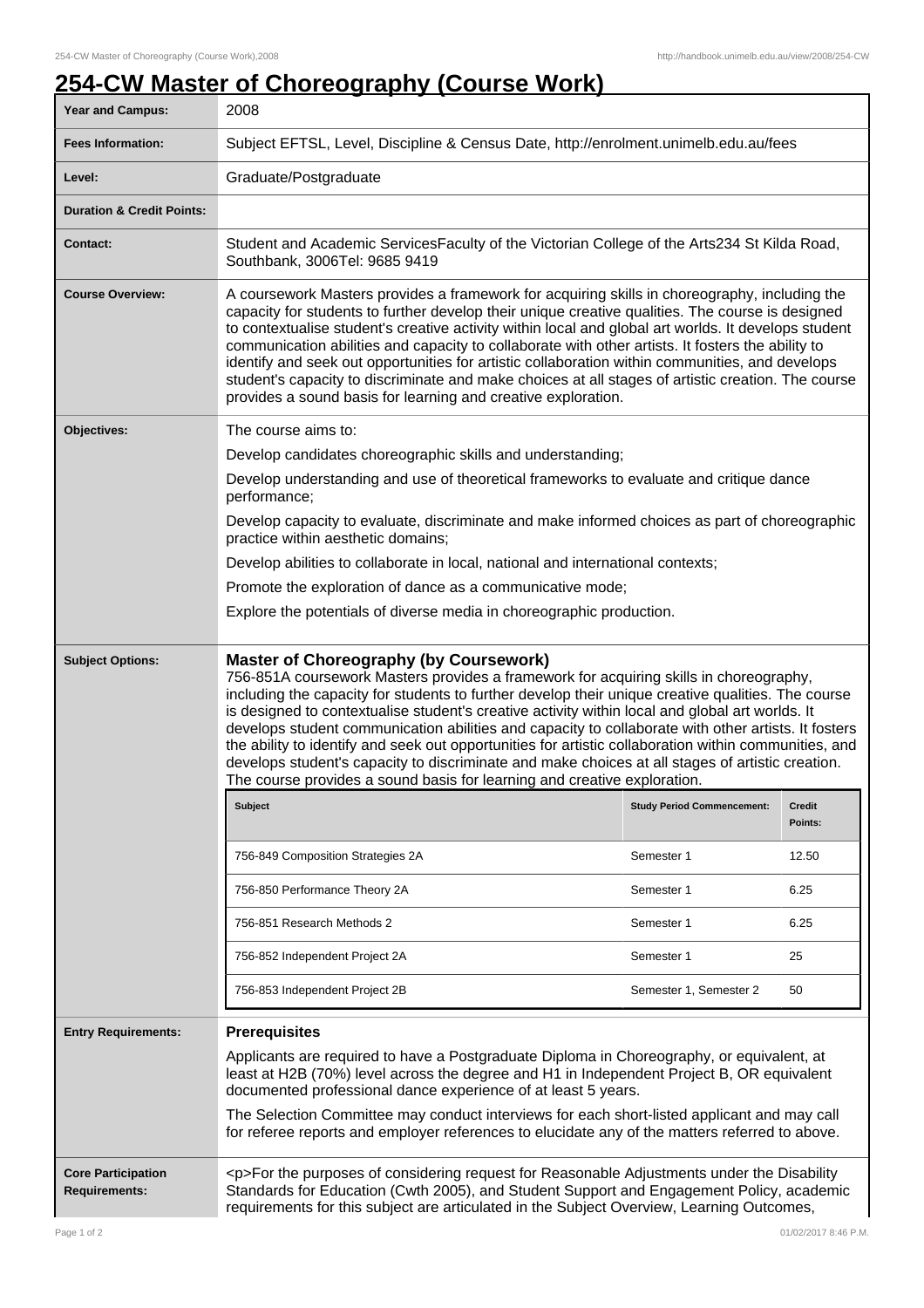# 254-CW Master of Choreography (Course Work)

| Year and Campus: | 2008 |
|---|---|
| Fees Information: | Subject EFTSL, Level, Discipline & Census Date, http://enrolment.unimelb.edu.au/fees |
| Level: | Graduate/Postgraduate |
| Duration & Credit Points: | |
| Contact: | Student and Academic ServicesFaculty of the Victorian College of the Arts234 St Kilda Road, Southbank, 3006Tel: 9685 9419 |
| Course Overview: | A coursework Masters provides a framework for acquiring skills in choreography, including the capacity for students to further develop their unique creative qualities. The course is designed to contextualise student's creative activity within local and global art worlds. It develops student communication abilities and capacity to collaborate with other artists. It fosters the ability to identify and seek out opportunities for artistic collaboration within communities, and develops student's capacity to discriminate and make choices at all stages of artistic creation. The course provides a sound basis for learning and creative exploration. |
| Objectives: | The course aims to:<br>Develop candidates choreographic skills and understanding;<br>Develop understanding and use of theoretical frameworks to evaluate and critique dance performance;<br>Develop capacity to evaluate, discriminate and make informed choices as part of choreographic practice within aesthetic domains;<br>Develop abilities to collaborate in local, national and international contexts;<br>Promote the exploration of dance as a communicative mode;<br>Explore the potentials of diverse media in choreographic production. |
| Subject Options: | **Master of Choreography (by Coursework)**<br>756-851A coursework Masters provides a framework for acquiring skills in choreography, including the capacity for students to further develop their unique creative qualities. The course is designed to contextualise student's creative activity within local and global art worlds. It develops student communication abilities and capacity to collaborate with other artists. It fosters the ability to identify and seek out opportunities for artistic collaboration within communities, and develops student's capacity to discriminate and make choices at all stages of artistic creation. The course provides a sound basis for learning and creative exploration. |

| Subject | Study Period Commencement: | Credit Points: |
|---|---|---|
| 756-849 Composition Strategies 2A | Semester 1 | 12.50 |
| 756-850 Performance Theory 2A | Semester 1 | 6.25 |
| 756-851 Research Methods 2 | Semester 1 | 6.25 |
| 756-852 Independent Project 2A | Semester 1 | 25 |
| 756-853 Independent Project 2B | Semester 1, Semester 2 | 50 |

| Entry Requirements: | **Prerequisites**<br>Applicants are required to have a Postgraduate Diploma in Choreography, or equivalent, at least at H2B (70%) level across the degree and H1 in Independent Project B, OR equivalent documented professional dance experience of at least 5 years.<br>The Selection Committee may conduct interviews for each short-listed applicant and may call for referee reports and employer references to elucidate any of the matters referred to above. |
|---|---|
| Core Participation Requirements: | <p>For the purposes of considering request for Reasonable Adjustments under the Disability Standards for Education (Cwth 2005), and Student Support and Engagement Policy, academic requirements for this subject are articulated in the Subject Overview, Learning Outcomes, |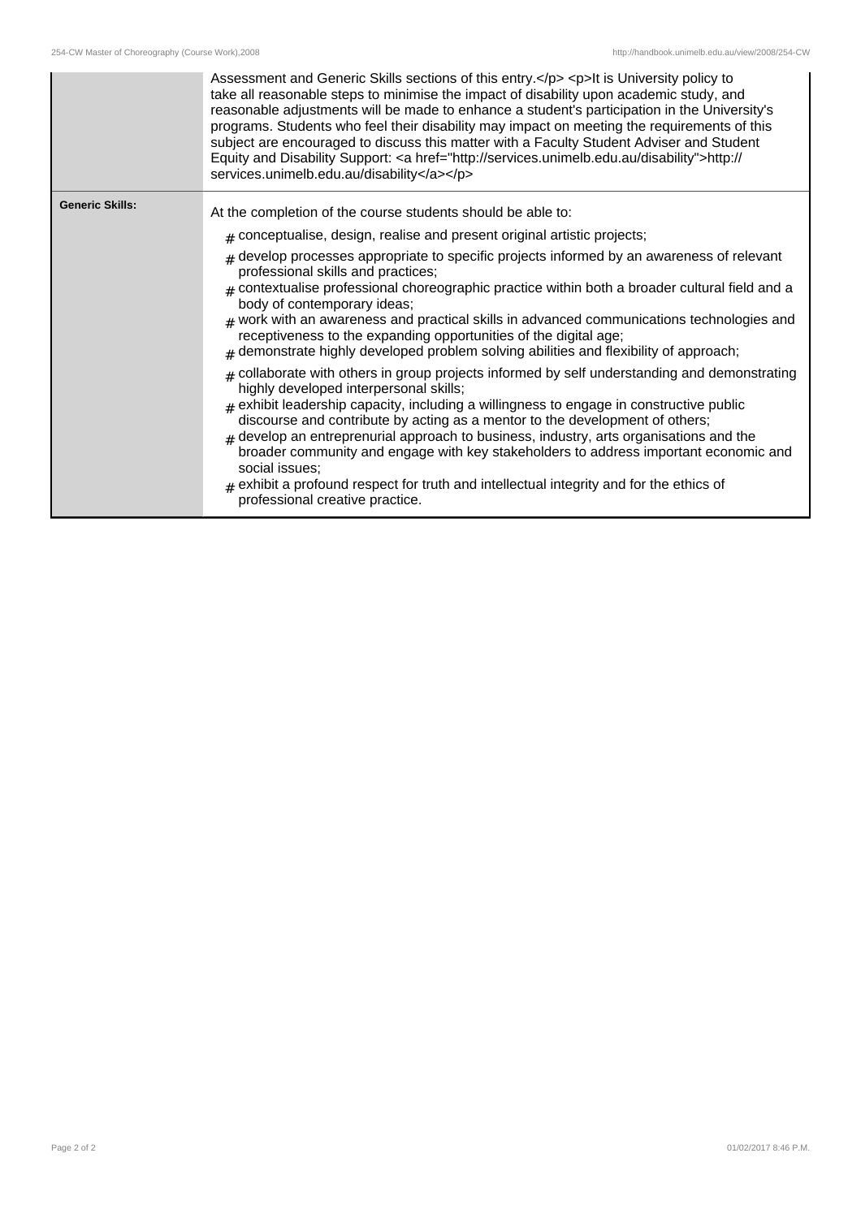| | |
|---|---|
| | Assessment and Generic Skills sections of this entry.</p> <p>It is University policy to take all reasonable steps to minimise the impact of disability upon academic study, and reasonable adjustments will be made to enhance a student's participation in the University's programs. Students who feel their disability may impact on meeting the requirements of this subject are encouraged to discuss this matter with a Faculty Student Adviser and Student Equity and Disability Support: <a href="http://services.unimelb.edu.au/disability">http://services.unimelb.edu.au/disability</a></p> |
| **Generic Skills:** | At the completion of the course students should be able to: <br># conceptualise, design, realise and present original artistic projects; <br># develop processes appropriate to specific projects informed by an awareness of relevant professional skills and practices; <br># contextualise professional choreographic practice within both a broader cultural field and a body of contemporary ideas; <br># work with an awareness and practical skills in advanced communications technologies and receptiveness to the expanding opportunities of the digital age; <br># demonstrate highly developed problem solving abilities and flexibility of approach; <br># collaborate with others in group projects informed by self understanding and demonstrating highly developed interpersonal skills; <br># exhibit leadership capacity, including a willingness to engage in constructive public discourse and contribute by acting as a mentor to the development of others; <br># develop an entreprenurial approach to business, industry, arts organisations and the broader community and engage with key stakeholders to address important economic and social issues; <br># exhibit a profound respect for truth and intellectual integrity and for the ethics of professional creative practice. |